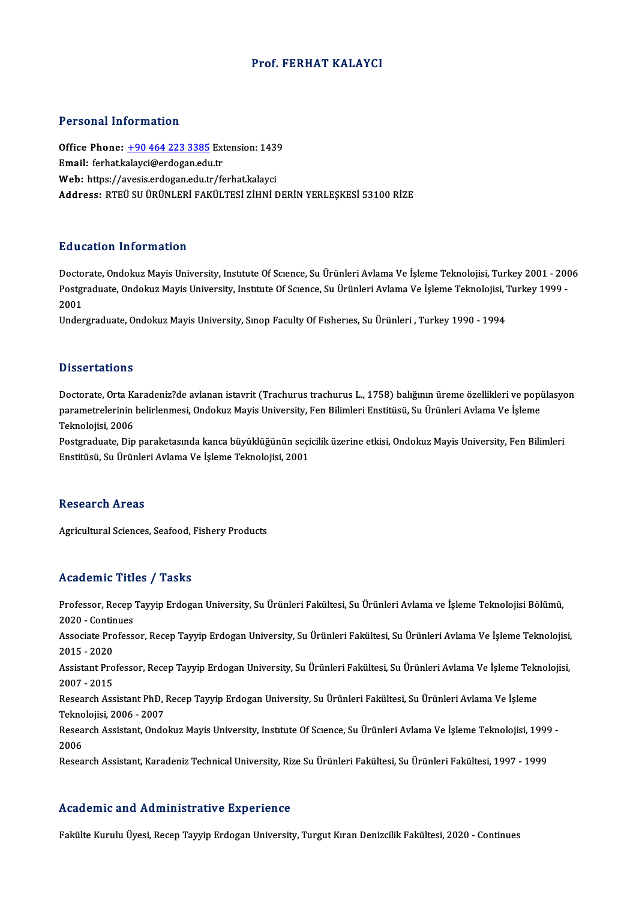# Prof. FERHAT KALAYCI

## Personal Information

**Office Phone:** +90 464 223 3385 Extension: 1439
**Email:** ferhat.kalayci@erdogan.edu.tr
**Web:** https://avesis.erdogan.edu.tr/ferhat.kalayci
**Address:** RTEÜ SU ÜRÜNLERİ FAKÜLTESİ ZİHNİ DERİN YERLEŞKESİ 53100 RİZE

## Education Information

Doctorate, Ondokuz Mayis University, Institute Of Science, Su Ürünleri Avlama Ve İşleme Teknolojisi, Turkey 2001 - 2006
Postgraduate, Ondokuz Mayis University, Institute Of Science, Su Ürünleri Avlama Ve İşleme Teknolojisi, Turkey 1999 - 2001
Undergraduate, Ondokuz Mayis University, Sinop Faculty Of Fisheries, Su Ürünleri , Turkey 1990 - 1994

## Dissertations

Doctorate, Orta Karadeniz?de avlanan istavrit (Trachurus trachurus L., 1758) balığının üreme özellikleri ve popülasyon parametrelerinin belirlenmesi, Ondokuz Mayis University, Fen Bilimleri Enstitüsü, Su Ürünleri Avlama Ve İşleme Teknolojisi, 2006
Postgraduate, Dip paraketasında kanca büyüklüğünün seçicilik üzerine etkisi, Ondokuz Mayis University, Fen Bilimleri Enstitüsü, Su Ürünleri Avlama Ve İşleme Teknolojisi, 2001

## Research Areas

Agricultural Sciences, Seafood, Fishery Products

## Academic Titles / Tasks

Professor, Recep Tayyip Erdogan University, Su Ürünleri Fakültesi, Su Ürünleri Avlama ve İşleme Teknolojisi Bölümü, 2020 - Continues
Associate Professor, Recep Tayyip Erdogan University, Su Ürünleri Fakültesi, Su Ürünleri Avlama Ve İşleme Teknolojisi, 2015 - 2020
Assistant Professor, Recep Tayyip Erdogan University, Su Ürünleri Fakültesi, Su Ürünleri Avlama Ve İşleme Teknolojisi, 2007 - 2015
Research Assistant PhD, Recep Tayyip Erdogan University, Su Ürünleri Fakültesi, Su Ürünleri Avlama Ve İşleme Teknolojisi, 2006 - 2007
Research Assistant, Ondokuz Mayis University, Institute Of Science, Su Ürünleri Avlama Ve İşleme Teknolojisi, 1999 - 2006
Research Assistant, Karadeniz Technical University, Rize Su Ürünleri Fakültesi, Su Ürünleri Fakültesi, 1997 - 1999

## Academic and Administrative Experience

Fakülte Kurulu Üyesi, Recep Tayyip Erdogan University, Turgut Kıran Denizcilik Fakültesi, 2020 - Continues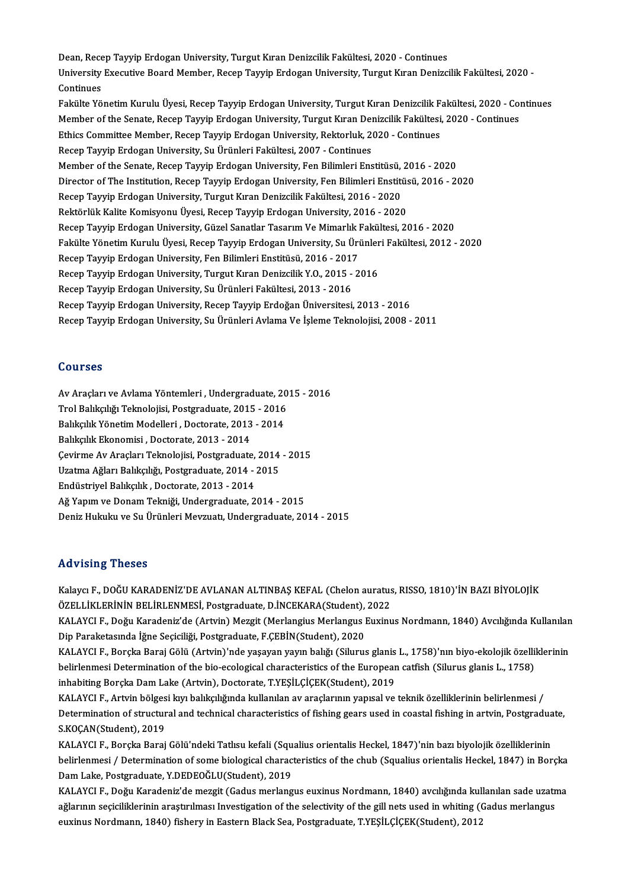Dean, Recep Tayyip Erdogan University, Turgut Kıran Denizcilik Fakültesi, 2020 - Continues

University Executive Board Member, Recep Tayyip Erdogan University, Turgut Kıran Denizcilik Fakültesi, 2020 - Continues

Fakülte Yönetim Kurulu Üyesi, Recep Tayyip Erdogan University, Turgut Kıran Denizcilik Fakültesi, 2020 - Continues

Member of the Senate, Recep Tayyip Erdogan University, Turgut Kıran Denizcilik Fakültesi, 2020 - Continues

Ethics Committee Member, Recep Tayyip Erdogan University, Rektorluk, 2020 - Continues

Recep Tayyip Erdogan University, Su Ürünleri Fakültesi, 2007 - Continues

Member of the Senate, Recep Tayyip Erdogan University, Fen Bilimleri Enstitüsü, 2016 - 2020

Director of The Institution, Recep Tayyip Erdogan University, Fen Bilimleri Enstitüsü, 2016 - 2020

Recep Tayyip Erdogan University, Turgut Kıran Denizcilik Fakültesi, 2016 - 2020

Rektörlük Kalite Komisyonu Üyesi, Recep Tayyip Erdogan University, 2016 - 2020

Recep Tayyip Erdogan University, Güzel Sanatlar Tasarım Ve Mimarlık Fakültesi, 2016 - 2020

Fakülte Yönetim Kurulu Üyesi, Recep Tayyip Erdogan University, Su Ürünleri Fakültesi, 2012 - 2020

Recep Tayyip Erdogan University, Fen Bilimleri Enstitüsü, 2016 - 2017

Recep Tayyip Erdogan University, Turgut Kıran Denizcilik Y.O., 2015 - 2016

Recep Tayyip Erdogan University, Su Ürünleri Fakültesi, 2013 - 2016

Recep Tayyip Erdogan University, Recep Tayyip Erdoğan Üniversitesi, 2013 - 2016

Recep Tayyip Erdogan University, Su Ürünleri Avlama Ve İşleme Teknolojisi, 2008 - 2011

## Courses

Av Araçları ve Avlama Yöntemleri , Undergraduate, 2015 - 2016

Trol Balıkçılığı Teknolojisi, Postgraduate, 2015 - 2016

Balıkçılık Yönetim Modelleri , Doctorate, 2013 - 2014

Balıkçılık Ekonomisi , Doctorate, 2013 - 2014

Çevirme Av Araçları Teknolojisi, Postgraduate, 2014 - 2015

Uzatma Ağları Balıkçılığı, Postgraduate, 2014 - 2015

Endüstriyel Balıkçılık , Doctorate, 2013 - 2014

Ağ Yapım ve Donam Tekniği, Undergraduate, 2014 - 2015

Deniz Hukuku ve Su Ürünleri Mevzuatı, Undergraduate, 2014 - 2015

## Advising Theses

Kalaycı F., DOĞU KARADENİZ'DE AVLANAN ALTINBAŞ KEFAL (Chelon auratus, RISSO, 1810)'İN BAZI BİYOLOJİK ÖZELLİKLERİNİN BELİRLENMESİ, Postgraduate, D.İNCEKARA(Student), 2022

KALAYCI F., Doğu Karadeniz'de (Artvin) Mezgit (Merlangius Merlangus Euxinus Nordmann, 1840) Avcılığında Kullanılan Dip Paraketasında İğne Seçiciliği, Postgraduate, F.ÇEBİN(Student), 2020

KALAYCI F., Borçka Baraj Gölü (Artvin)'nde yaşayan yayın balığı (Silurus glanis L., 1758)'nın biyo-ekolojik özelliklerinin belirlenmesi Determination of the bio-ecological characteristics of the European catfish (Silurus glanis L., 1758) inhabiting Borçka Dam Lake (Artvin), Doctorate, T.YEŞİLÇİÇEK(Student), 2019

KALAYCI F., Artvin bölgesi kıyı balıkçılığında kullanılan av araçlarının yapısal ve teknik özelliklerinin belirlenmesi / Determination of structural and technical characteristics of fishing gears used in coastal fishing in artvin, Postgraduate, S.KOÇAN(Student), 2019

KALAYCI F., Borçka Baraj Gölü'ndeki Tatlısu kefali (Squalius orientalis Heckel, 1847)'nin bazı biyolojik özelliklerinin belirlenmesi / Determination of some biological characteristics of the chub (Squalius orientalis Heckel, 1847) in Borçka Dam Lake, Postgraduate, Y.DEDEOĞLU(Student), 2019

KALAYCI F., Doğu Karadeniz'de mezgit (Gadus merlangus euxinus Nordmann, 1840) avcılığında kullanılan sade uzatma ağlarının seçiciliklerinin araştırılması Investigation of the selectivity of the gill nets used in whiting (Gadus merlangus euxinus Nordmann, 1840) fishery in Eastern Black Sea, Postgraduate, T.YEŞİLÇİÇEK(Student), 2012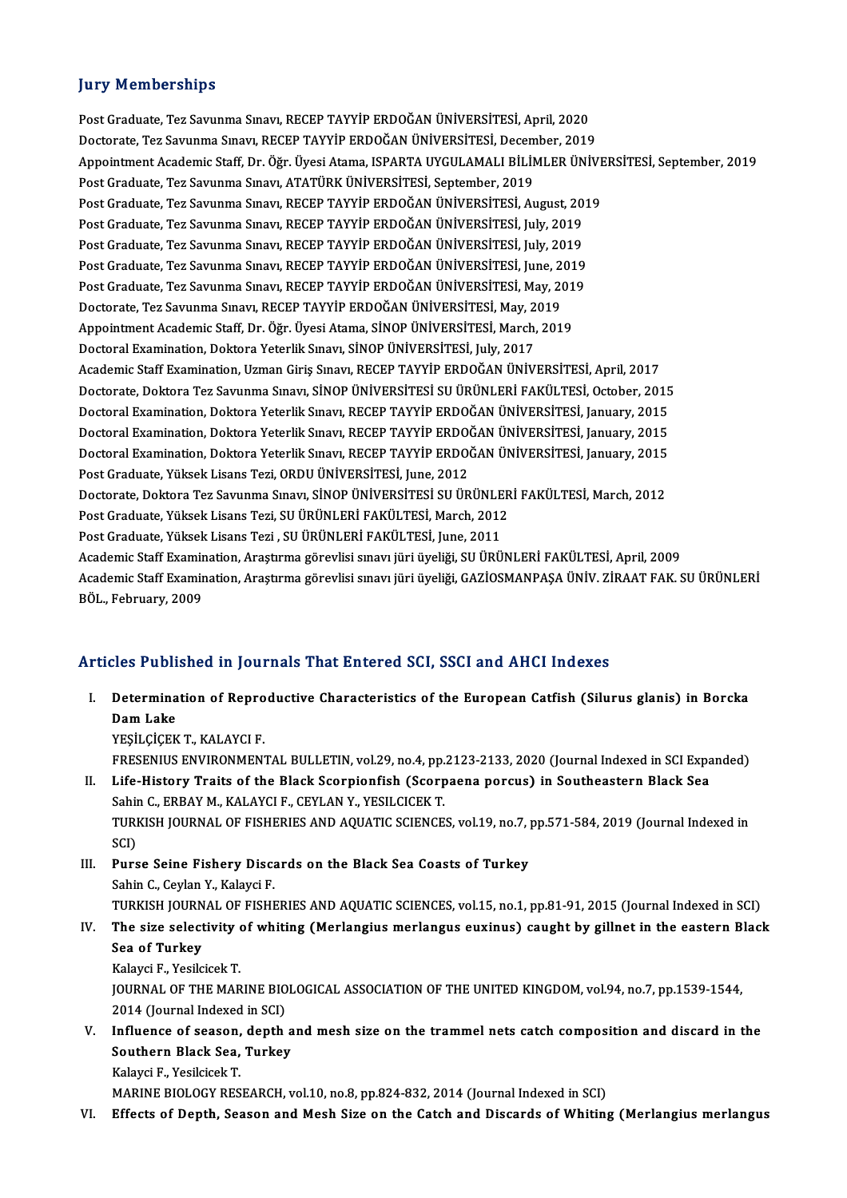## Jury Memberships

Post Graduate, Tez Savunma Sınavı, RECEP TAYYİP ERDOĞAN ÜNİVERSİTESİ, April, 2020
Doctorate, Tez Savunma Sınavı, RECEP TAYYİP ERDOĞAN ÜNİVERSİTESİ, December, 2019
Appointment Academic Staff, Dr. Öğr. Üyesi Atama, ISPARTA UYGULAMALI BİLİMLER ÜNİVERSİTESİ, September, 2019
Post Graduate, Tez Savunma Sınavı, ATATÜRK ÜNİVERSİTESİ, September, 2019
Post Graduate, Tez Savunma Sınavı, RECEP TAYYİP ERDOĞAN ÜNİVERSİTESİ, August, 2019
Post Graduate, Tez Savunma Sınavı, RECEP TAYYİP ERDOĞAN ÜNİVERSİTESİ, July, 2019
Post Graduate, Tez Savunma Sınavı, RECEP TAYYİP ERDOĞAN ÜNİVERSİTESİ, July, 2019
Post Graduate, Tez Savunma Sınavı, RECEP TAYYİP ERDOĞAN ÜNİVERSİTESİ, June, 2019
Post Graduate, Tez Savunma Sınavı, RECEP TAYYİP ERDOĞAN ÜNİVERSİTESİ, May, 2019
Doctorate, Tez Savunma Sınavı, RECEP TAYYİP ERDOĞAN ÜNİVERSİTESİ, May, 2019
Appointment Academic Staff, Dr. Öğr. Üyesi Atama, SİNOP ÜNİVERSİTESİ, March, 2019
Doctoral Examination, Doktora Yeterlik Sınavı, SİNOP ÜNİVERSİTESİ, July, 2017
Academic Staff Examination, Uzman Giriş Sınavı, RECEP TAYYİP ERDOĞAN ÜNİVERSİTESİ, April, 2017
Doctorate, Doktora Tez Savunma Sınavı, SİNOP ÜNİVERSİTESİ SU ÜRÜNLERİ FAKÜLTESİ, October, 2015
Doctoral Examination, Doktora Yeterlik Sınavı, RECEP TAYYİP ERDOĞAN ÜNİVERSİTESİ, January, 2015
Doctoral Examination, Doktora Yeterlik Sınavı, RECEP TAYYİP ERDOĞAN ÜNİVERSİTESİ, January, 2015
Doctoral Examination, Doktora Yeterlik Sınavı, RECEP TAYYİP ERDOĞAN ÜNİVERSİTESİ, January, 2015
Post Graduate, Yüksek Lisans Tezi, ORDU ÜNİVERSİTESİ, June, 2012
Doctorate, Doktora Tez Savunma Sınavı, SİNOP ÜNİVERSİTESİ SU ÜRÜNLERİ FAKÜLTESİ, March, 2012
Post Graduate, Yüksek Lisans Tezi, SU ÜRÜNLERİ FAKÜLTESİ, March, 2012
Post Graduate, Yüksek Lisans Tezi , SU ÜRÜNLERİ FAKÜLTESİ, June, 2011
Academic Staff Examination, Araştırma görevlisi sınavı jüri üyeliği, SU ÜRÜNLERİ FAKÜLTESİ, April, 2009
Academic Staff Examination, Araştırma görevlisi sınavı jüri üyeliği, GAZİOSMANPAŞA ÜNİV. ZİRAAT FAK. SU ÜRÜNLERİ BÖL., February, 2009

## Articles Published in Journals That Entered SCI, SSCI and AHCI Indexes

I. **Determination of Reproductive Characteristics of the European Catfish (Silurus glanis) in Borcka Dam Lake**
YEŞİLÇİÇEK T., KALAYCI F.
FRESENIUS ENVIRONMENTAL BULLETIN, vol.29, no.4, pp.2123-2133, 2020 (Journal Indexed in SCI Expanded)

II. **Life-History Traits of the Black Scorpionfish (Scorpaena porcus) in Southeastern Black Sea**
Sahin C., ERBAY M., KALAYCI F., CEYLAN Y., YESILCICEK T.
TURKISH JOURNAL OF FISHERIES AND AQUATIC SCIENCES, vol.19, no.7, pp.571-584, 2019 (Journal Indexed in SCI)

III. **Purse Seine Fishery Discards on the Black Sea Coasts of Turkey**
Sahin C., Ceylan Y., Kalayci F.
TURKISH JOURNAL OF FISHERIES AND AQUATIC SCIENCES, vol.15, no.1, pp.81-91, 2015 (Journal Indexed in SCI)

IV. **The size selectivity of whiting (Merlangius merlangus euxinus) caught by gillnet in the eastern Black Sea of Turkey**
Kalayci F., Yesilcicek T.
JOURNAL OF THE MARINE BIOLOGICAL ASSOCIATION OF THE UNITED KINGDOM, vol.94, no.7, pp.1539-1544, 2014 (Journal Indexed in SCI)

V. **Influence of season, depth and mesh size on the trammel nets catch composition and discard in the Southern Black Sea, Turkey**
Kalayci F., Yesilcicek T.
MARINE BIOLOGY RESEARCH, vol.10, no.8, pp.824-832, 2014 (Journal Indexed in SCI)

VI. **Effects of Depth, Season and Mesh Size on the Catch and Discards of Whiting (Merlangius merlangus**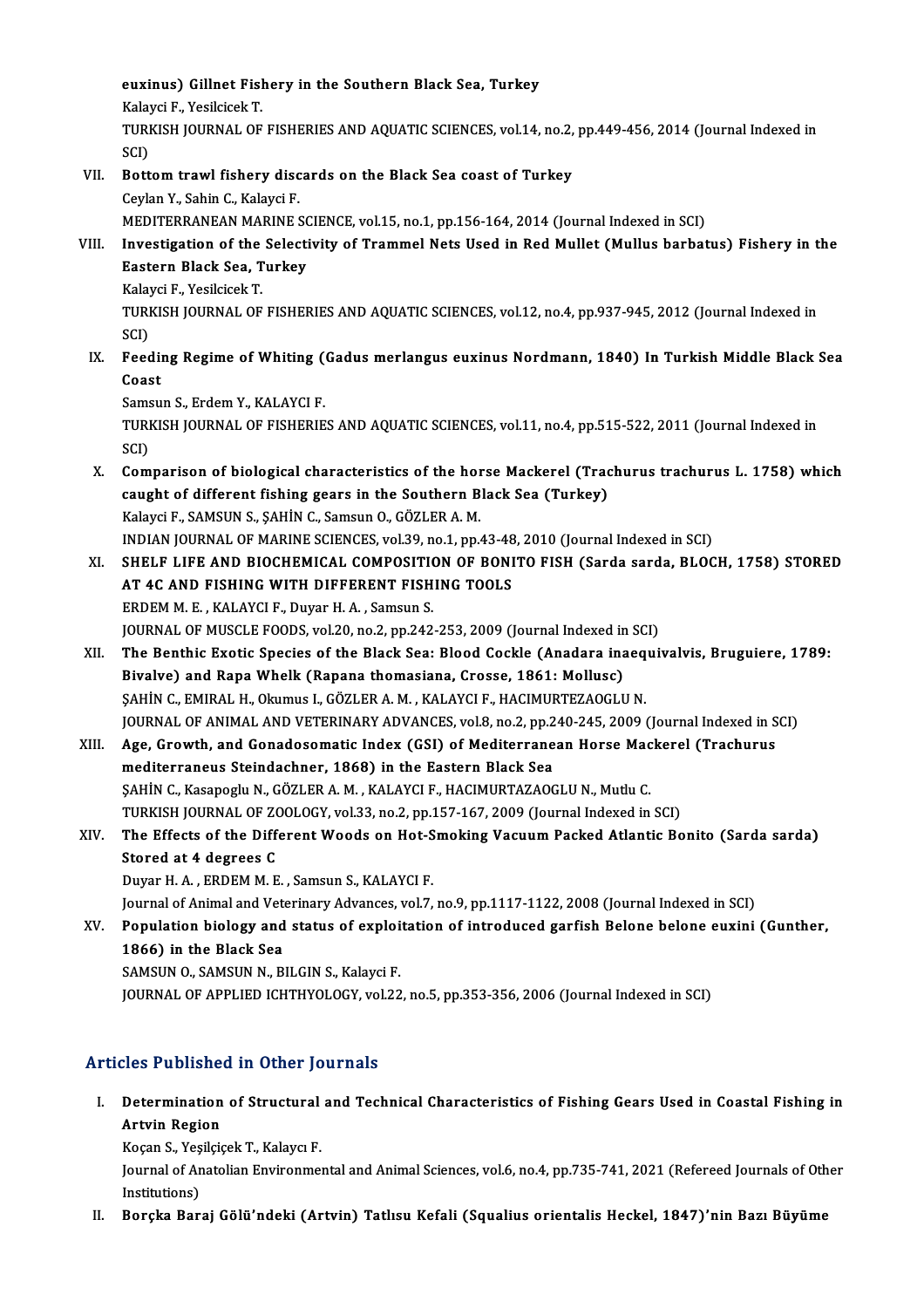**euxinus) Gillnet Fishery in the Southern Black Sea, Turkey**
Kalayci F., Yesilcicek T.
TURKISH JOURNAL OF FISHERIES AND AQUATIC SCIENCES, vol.14, no.2, pp.449-456, 2014 (Journal Indexed in SCI)

VII. **Bottom trawl fishery discards on the Black Sea coast of Turkey**
Ceylan Y., Sahin C., Kalayci F.
MEDITERRANEAN MARINE SCIENCE, vol.15, no.1, pp.156-164, 2014 (Journal Indexed in SCI)

VIII. **Investigation of the Selectivity of Trammel Nets Used in Red Mullet (Mullus barbatus) Fishery in the Eastern Black Sea, Turkey**
Kalayci F., Yesilcicek T.
TURKISH JOURNAL OF FISHERIES AND AQUATIC SCIENCES, vol.12, no.4, pp.937-945, 2012 (Journal Indexed in SCI)

IX. **Feeding Regime of Whiting (Gadus merlangus euxinus Nordmann, 1840) In Turkish Middle Black Sea Coast**
Samsun S., Erdem Y., KALAYCI F.
TURKISH JOURNAL OF FISHERIES AND AQUATIC SCIENCES, vol.11, no.4, pp.515-522, 2011 (Journal Indexed in SCI)

X. **Comparison of biological characteristics of the horse Mackerel (Trachurus trachurus L. 1758) which caught of different fishing gears in the Southern Black Sea (Turkey)**
Kalayci F., SAMSUN S., ŞAHİN C., Samsun O., GÖZLER A. M.
INDIAN JOURNAL OF MARINE SCIENCES, vol.39, no.1, pp.43-48, 2010 (Journal Indexed in SCI)

XI. **SHELF LIFE AND BIOCHEMICAL COMPOSITION OF BONITO FISH (Sarda sarda, BLOCH, 1758) STORED AT 4C AND FISHING WITH DIFFERENT FISHING TOOLS**
ERDEM M. E. , KALAYCI F., Duyar H. A. , Samsun S.
JOURNAL OF MUSCLE FOODS, vol.20, no.2, pp.242-253, 2009 (Journal Indexed in SCI)

XII. **The Benthic Exotic Species of the Black Sea: Blood Cockle (Anadara inaequivalvis, Bruguiere, 1789: Bivalve) and Rapa Whelk (Rapana thomasiana, Crosse, 1861: Mollusc)**
ŞAHİN C., EMIRAL H., Okumus I., GÖZLER A. M. , KALAYCI F., HACIMURTEZAOGLU N.
JOURNAL OF ANIMAL AND VETERINARY ADVANCES, vol.8, no.2, pp.240-245, 2009 (Journal Indexed in SCI)

XIII. **Age, Growth, and Gonadosomatic Index (GSI) of Mediterranean Horse Mackerel (Trachurus mediterraneus Steindachner, 1868) in the Eastern Black Sea**
ŞAHİN C., Kasapoglu N., GÖZLER A. M. , KALAYCI F., HACIMURTAZAOGLU N., Mutlu C.
TURKISH JOURNAL OF ZOOLOGY, vol.33, no.2, pp.157-167, 2009 (Journal Indexed in SCI)

XIV. **The Effects of the Different Woods on Hot-Smoking Vacuum Packed Atlantic Bonito (Sarda sarda) Stored at 4 degrees C**
Duyar H. A. , ERDEM M. E. , Samsun S., KALAYCI F.
Journal of Animal and Veterinary Advances, vol.7, no.9, pp.1117-1122, 2008 (Journal Indexed in SCI)

XV. **Population biology and status of exploitation of introduced garfish Belone belone euxini (Gunther, 1866) in the Black Sea**
SAMSUN O., SAMSUN N., BILGIN S., Kalayci F.
JOURNAL OF APPLIED ICHTHYOLOGY, vol.22, no.5, pp.353-356, 2006 (Journal Indexed in SCI)

## Articles Published in Other Journals

I. **Determination of Structural and Technical Characteristics of Fishing Gears Used in Coastal Fishing in Artvin Region**
Koçan S., Yeşilçiçek T., Kalaycı F.
Journal of Anatolian Environmental and Animal Sciences, vol.6, no.4, pp.735-741, 2021 (Refereed Journals of Other Institutions)

II. **Borçka Baraj Gölü'ndeki (Artvin) Tatlısu Kefali (Squalius orientalis Heckel, 1847)'nin Bazı Büyüme**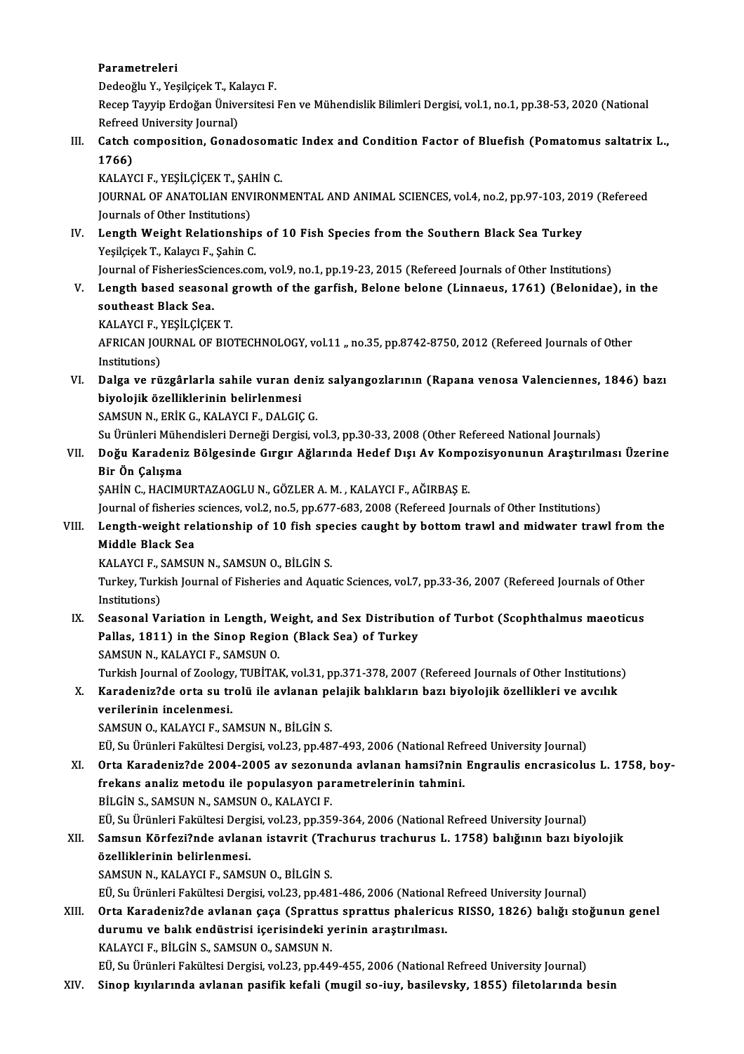Parametreleri
Dedeoğlu Y., Yeşilçiçek T., Kalaycı F.
Recep Tayyip Erdoğan Üniversitesi Fen ve Mühendislik Bilimleri Dergisi, vol.1, no.1, pp.38-53, 2020 (National Refreed University Journal)

III. **Catch composition, Gonadosomatic Index and Condition Factor of Bluefish (Pomatomus saltatrix L., 1766)**
KALAYCI F., YEŞİLÇİÇEK T., ŞAHİN C.
JOURNAL OF ANATOLIAN ENVIRONMENTAL AND ANIMAL SCIENCES, vol.4, no.2, pp.97-103, 2019 (Refereed Journals of Other Institutions)

IV. **Length Weight Relationships of 10 Fish Species from the Southern Black Sea Turkey**
Yeşilçiçek T., Kalaycı F., Şahin C.
Journal of FisheriesSciences.com, vol.9, no.1, pp.19-23, 2015 (Refereed Journals of Other Institutions)

V. **Length based seasonal growth of the garfish, Belone belone (Linnaeus, 1761) (Belonidae), in the southeast Black Sea.**
KALAYCI F., YEŞİLÇİÇEK T.
AFRICAN JOURNAL OF BIOTECHNOLOGY, vol.11 ,, no.35, pp.8742-8750, 2012 (Refereed Journals of Other Institutions)

VI. **Dalga ve rüzgârlarla sahile vuran deniz salyangozlarının (Rapana venosa Valenciennes, 1846) bazı biyolojik özelliklerinin belirlenmesi**
SAMSUN N., ERİK G., KALAYCI F., DALGIÇ G.
Su Ürünleri Mühendisleri Derneği Dergisi, vol.3, pp.30-33, 2008 (Other Refereed National Journals)

VII. **Doğu Karadeniz Bölgesinde Gırgır Ağlarında Hedef Dışı Av Kompozisyonunun Araştırılması Üzerine Bir Ön Çalışma**
ŞAHİN C., HACIMURTAZAOGLU N., GÖZLER A. M. , KALAYCI F., AĞIRBAŞ E.
Journal of fisheries sciences, vol.2, no.5, pp.677-683, 2008 (Refereed Journals of Other Institutions)

VIII. **Length-weight relationship of 10 fish species caught by bottom trawl and midwater trawl from the Middle Black Sea**
KALAYCI F., SAMSUN N., SAMSUN O., BİLGİN S.
Turkey, Turkish Journal of Fisheries and Aquatic Sciences, vol.7, pp.33-36, 2007 (Refereed Journals of Other Institutions)

IX. **Seasonal Variation in Length, Weight, and Sex Distribution of Turbot (Scophthalmus maeoticus Pallas, 1811) in the Sinop Region (Black Sea) of Turkey**
SAMSUN N., KALAYCI F., SAMSUN O.
Turkish Journal of Zoology, TUBİTAK, vol.31, pp.371-378, 2007 (Refereed Journals of Other Institutions)

X. **Karadeniz?de orta su trolü ile avlanan pelajik balıkların bazı biyolojik özellikleri ve avcılık verilerinin incelenmesi.**
SAMSUN O., KALAYCI F., SAMSUN N., BİLGİN S.
EÜ, Su Ürünleri Fakültesi Dergisi, vol.23, pp.487-493, 2006 (National Refreed University Journal)

XI. **Orta Karadeniz?de 2004-2005 av sezonunda avlanan hamsi?nin Engraulis encrasicolus L. 1758, boy-frekans analiz metodu ile populasyon parametrelerinin tahmini.**
BİLGİN S., SAMSUN N., SAMSUN O., KALAYCI F.
EÜ, Su Ürünleri Fakültesi Dergisi, vol.23, pp.359-364, 2006 (National Refreed University Journal)

XII. **Samsun Körfezi?nde avlanan istavrit (Trachurus trachurus L. 1758) balığının bazı biyolojik özelliklerinin belirlenmesi.**
SAMSUN N., KALAYCI F., SAMSUN O., BİLGİN S.
EÜ, Su Ürünleri Fakültesi Dergisi, vol.23, pp.481-486, 2006 (National Refreed University Journal)

XIII. **Orta Karadeniz?de avlanan çaça (Sprattus sprattus phalericus RISSO, 1826) balığı stoğunun genel durumu ve balık endüstrisi içerisindeki yerinin araştırılması.**
KALAYCI F., BİLGİN S., SAMSUN O., SAMSUN N.
EÜ, Su Ürünleri Fakültesi Dergisi, vol.23, pp.449-455, 2006 (National Refreed University Journal)

XIV. **Sinop kıyılarında avlanan pasifik kefali (mugil so-iuy, basilevsky, 1855) filetolarında besin**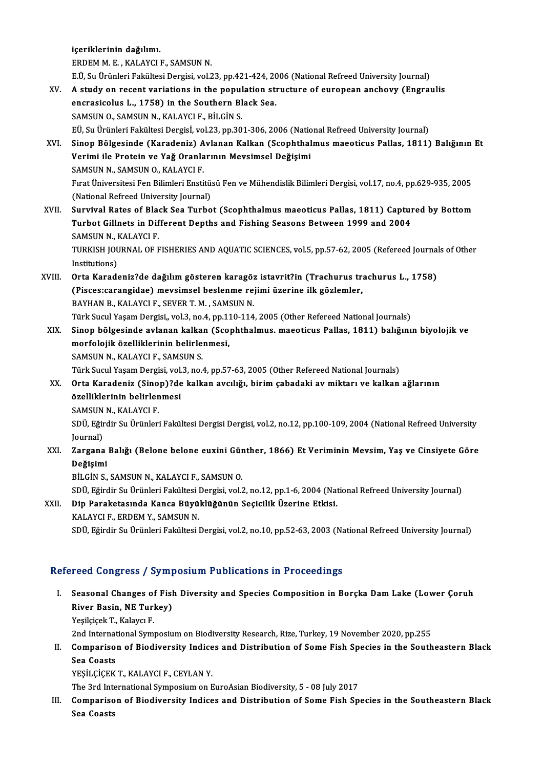içeriklerinin dağılımı.
ERDEM M. E. , KALAYCI F., SAMSUN N.
E.Ü, Su Ürünleri Fakültesi Dergisi, vol.23, pp.421-424, 2006 (National Refreed University Journal)

XV. **A study on recent variations in the population structure of european anchovy (Engraulis encrasicolus L., 1758) in the Southern Black Sea.**
SAMSUN O., SAMSUN N., KALAYCI F., BİLGİN S.
EÜ, Su Ürünleri Fakültesi Dergisİ, vol.23, pp.301-306, 2006 (National Refreed University Journal)

XVI. **Sinop Bölgesinde (Karadeniz) Avlanan Kalkan (Scophthalmus maeoticus Pallas, 1811) Balığının Et Verimi ile Protein ve Yağ Oranlarının Mevsimsel Değişimi**
SAMSUN N., SAMSUN O., KALAYCI F.
Fırat Üniversitesi Fen Bilimleri Enstitüsü Fen ve Mühendislik Bilimleri Dergisi, vol.17, no.4, pp.629-935, 2005 (National Refreed University Journal)

XVII. **Survival Rates of Black Sea Turbot (Scophthalmus maeoticus Pallas, 1811) Captured by Bottom Turbot Gillnets in Different Depths and Fishing Seasons Between 1999 and 2004**
SAMSUN N., KALAYCI F.
TURKISH JOURNAL OF FISHERIES AND AQUATIC SCIENCES, vol.5, pp.57-62, 2005 (Refereed Journals of Other Institutions)

XVIII. **Orta Karadeniz?de dağılım gösteren karagöz istavrit?in (Trachurus trachurus L., 1758) (Pisces:carangidae) mevsimsel beslenme rejimi üzerine ilk gözlemler,**
BAYHAN B., KALAYCI F., SEVER T. M. , SAMSUN N.
Türk Sucul Yaşam Dergisi,, vol.3, no.4, pp.110-114, 2005 (Other Refereed National Journals)

XIX. **Sinop bölgesinde avlanan kalkan (Scophthalmus. maeoticus Pallas, 1811) balığının biyolojik ve morfolojik özelliklerinin belirlenmesi,**
SAMSUN N., KALAYCI F., SAMSUN S.
Türk Sucul Yaşam Dergisi, vol.3, no.4, pp.57-63, 2005 (Other Refereed National Journals)

XX. **Orta Karadeniz (Sinop)?de kalkan avcılığı, birim çabadaki av miktarı ve kalkan ağlarının özelliklerinin belirlenmesi**
SAMSUN N., KALAYCI F.
SDÜ, Eğirdir Su Ürünleri Fakültesi Dergisi Dergisi, vol.2, no.12, pp.100-109, 2004 (National Refreed University Journal)

XXI. **Zargana Balığı (Belone belone euxini Günther, 1866) Et Veriminin Mevsim, Yaş ve Cinsiyete Göre Değişimi**
BİLGİN S., SAMSUN N., KALAYCI F., SAMSUN O.
SDÜ, Eğirdir Su Ürünleri Fakültesi Dergisi, vol.2, no.12, pp.1-6, 2004 (National Refreed University Journal)

XXII. **Dip Paraketasında Kanca Büyüklüğünün Seçicilik Üzerine Etkisi.**
KALAYCI F., ERDEM Y., SAMSUN N.
SDÜ, Eğirdir Su Ürünleri Fakültesi Dergisi, vol.2, no.10, pp.52-63, 2003 (National Refreed University Journal)

## Refereed Congress / Symposium Publications in Proceedings

I. **Seasonal Changes of Fish Diversity and Species Composition in Borçka Dam Lake (Lower Çoruh River Basin, NE Turkey)**
Yeşilçiçek T., Kalaycı F.
2nd International Symposium on Biodiversity Research, Rize, Turkey, 19 November 2020, pp.255

II. **Comparison of Biodiversity Indices and Distribution of Some Fish Species in the Southeastern Black Sea Coasts**
YEŞİLÇİÇEK T., KALAYCI F., CEYLAN Y.
The 3rd International Symposium on EuroAsian Biodiversity, 5 - 08 July 2017

III. **Comparison of Biodiversity Indices and Distribution of Some Fish Species in the Southeastern Black Sea Coasts**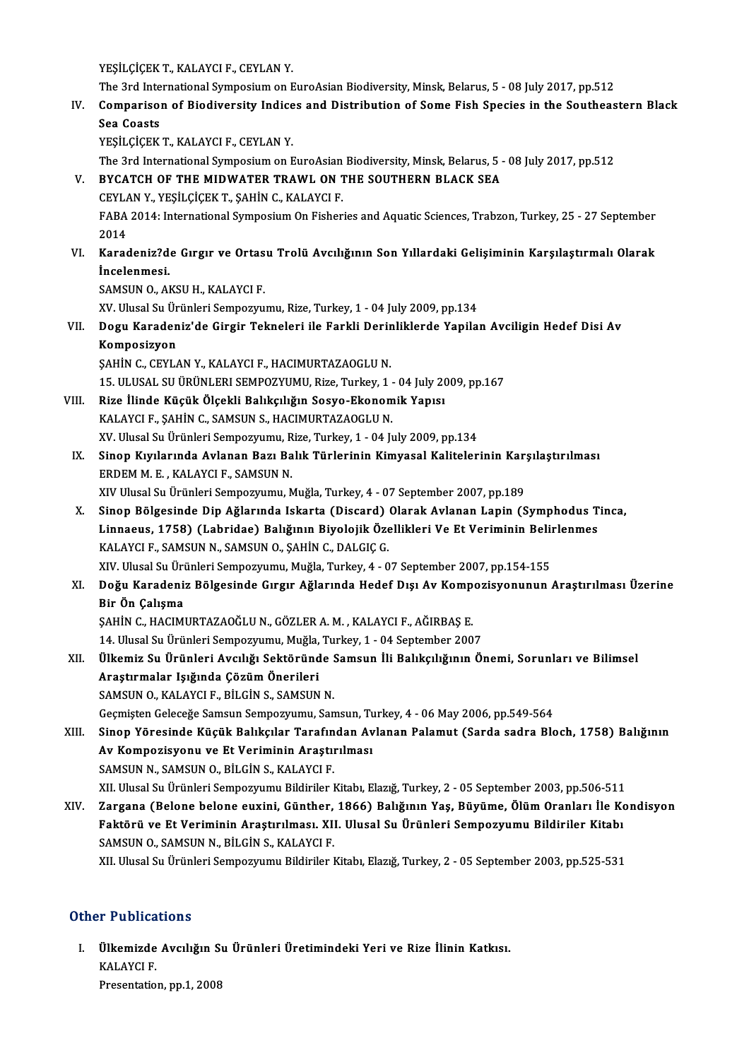YEŞİLÇİÇEK T., KALAYCI F., CEYLAN Y.

The 3rd International Symposium on EuroAsian Biodiversity, Minsk, Belarus, 5 - 08 July 2017, pp.512

IV. **Comparison of Biodiversity Indices and Distribution of Some Fish Species in the Southeastern Black Sea Coasts**

YEŞİLÇİÇEK T., KALAYCI F., CEYLAN Y.

The 3rd International Symposium on EuroAsian Biodiversity, Minsk, Belarus, 5 - 08 July 2017, pp.512

V. **BYCATCH OF THE MIDWATER TRAWL ON THE SOUTHERN BLACK SEA**

CEYLAN Y., YEŞİLÇİÇEK T., ŞAHİN C., KALAYCI F.

FABA 2014: International Symposium On Fisheries and Aquatic Sciences, Trabzon, Turkey, 25 - 27 September 2014

VI. **Karadeniz?de Gırgır ve Ortasu Trolü Avcılığının Son Yıllardaki Gelişiminin Karşılaştırmalı Olarak İncelenmesi.**

SAMSUN O., AKSU H., KALAYCI F.

XV. Ulusal Su Ürünleri Sempozyumu, Rize, Turkey, 1 - 04 July 2009, pp.134

VII. **Dogu Karadeniz'de Girgir Tekneleri ile Farkli Derinliklerde Yapilan Avciligin Hedef Disi Av Komposizyon**

ŞAHİN C., CEYLAN Y., KALAYCI F., HACIMURTAZAOGLU N.

15. ULUSAL SU ÜRÜNLERI SEMPOZYUMU, Rize, Turkey, 1 - 04 July 2009, pp.167

VIII. **Rize İlinde Küçük Ölçekli Balıkçılığın Sosyo-Ekonomik Yapısı**

KALAYCI F., ŞAHİN C., SAMSUN S., HACIMURTAZAOGLU N.

XV. Ulusal Su Ürünleri Sempozyumu, Rize, Turkey, 1 - 04 July 2009, pp.134

IX. **Sinop Kıyılarında Avlanan Bazı Balık Türlerinin Kimyasal Kalitelerinin Karşılaştırılması**

ERDEM M. E. , KALAYCI F., SAMSUN N.

XIV Ulusal Su Ürünleri Sempozyumu, Muğla, Turkey, 4 - 07 September 2007, pp.189

X. **Sinop Bölgesinde Dip Ağlarında Iskarta (Discard) Olarak Avlanan Lapin (Symphodus Tinca, Linnaeus, 1758) (Labridae) Balığının Biyolojik Özellikleri Ve Et Veriminin Belirlenmes**

KALAYCI F., SAMSUN N., SAMSUN O., ŞAHİN C., DALGIÇ G.

XIV. Ulusal Su Ürünleri Sempozyumu, Muğla, Turkey, 4 - 07 September 2007, pp.154-155

XI. **Doğu Karadeniz Bölgesinde Gırgır Ağlarında Hedef Dışı Av Kompozisyonunun Araştırılması Üzerine Bir Ön Çalışma**

ŞAHİN C., HACIMURTAZAOĞLU N., GÖZLER A. M. , KALAYCI F., AĞIRBAŞ E.

14. Ulusal Su Ürünleri Sempozyumu, Muğla, Turkey, 1 - 04 September 2007

XII. **Ülkemiz Su Ürünleri Avcılığı Sektöründe Samsun İli Balıkçılığının Önemi, Sorunları ve Bilimsel Araştırmalar Işığında Çözüm Önerileri**

SAMSUN O., KALAYCI F., BİLGİN S., SAMSUN N.

Geçmişten Geleceğe Samsun Sempozyumu, Samsun, Turkey, 4 - 06 May 2006, pp.549-564

XIII. **Sinop Yöresinde Küçük Balıkçılar Tarafından Avlanan Palamut (Sarda sadra Bloch, 1758) Balığının Av Kompozisyonu ve Et Veriminin Araştırılması**

SAMSUN N., SAMSUN O., BİLGİN S., KALAYCI F.

XII. Ulusal Su Ürünleri Sempozyumu Bildiriler Kitabı, Elazığ, Turkey, 2 - 05 September 2003, pp.506-511

XIV. **Zargana (Belone belone euxini, Günther, 1866) Balığının Yaş, Büyüme, Ölüm Oranları İle Kondisyon Faktörü ve Et Veriminin Araştırılması. XII. Ulusal Su Ürünleri Sempozyumu Bildiriler Kitabı**

SAMSUN O., SAMSUN N., BİLGİN S., KALAYCI F.

XII. Ulusal Su Ürünleri Sempozyumu Bildiriler Kitabı, Elazığ, Turkey, 2 - 05 September 2003, pp.525-531

## Other Publications

I. **Ülkemizde Avcılığın Su Ürünleri Üretimindeki Yeri ve Rize İlinin Katkısı.**

KALAYCI F.

Presentation, pp.1, 2008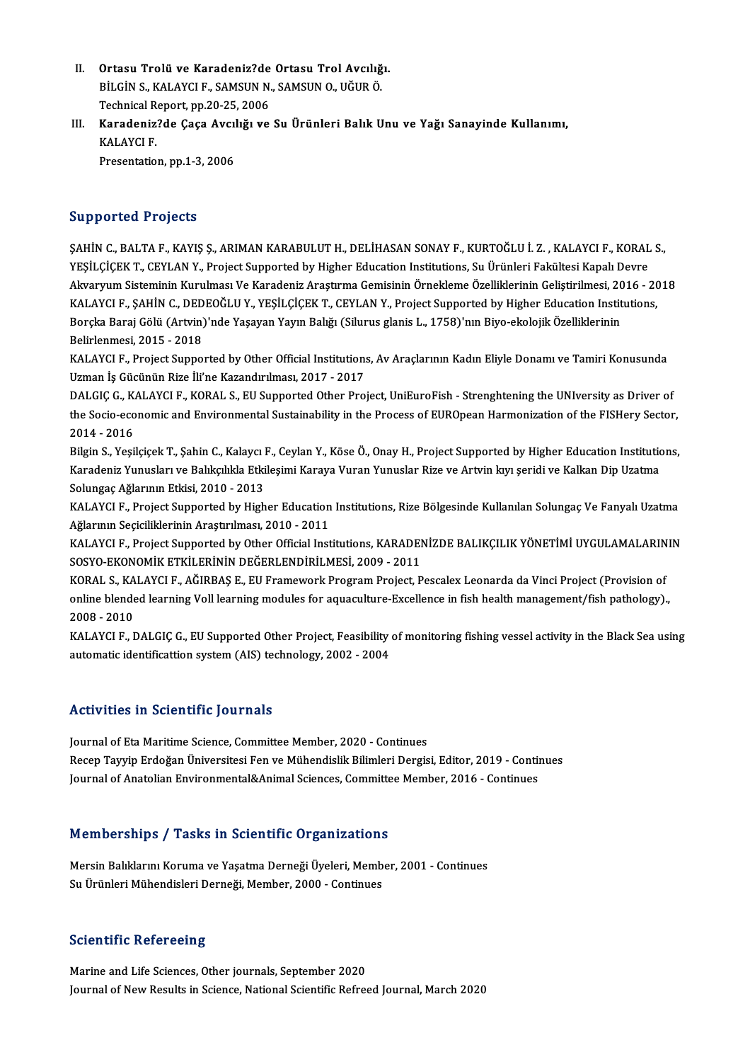II. **Ortasu Trolü ve Karadeniz?de Ortasu Trol Avcılığı.**
    BİLGİN S., KALAYCI F., SAMSUN N., SAMSUN O., UĞUR Ö.
    Technical Report, pp.20-25, 2006
III. **Karadeniz?de Çaça Avcılığı ve Su Ürünleri Balık Unu ve Yağı Sanayinde Kullanımı,**
    KALAYCI F.
    Presentation, pp.1-3, 2006

## Supported Projects

ŞAHİN C., BALTA F., KAYIŞ Ş., ARIMAN KARABULUT H., DELİHASAN SONAY F., KURTOĞLU İ. Z. , KALAYCI F., KORAL S., YEŞİLÇİÇEK T., CEYLAN Y., Project Supported by Higher Education Institutions, Su Ürünleri Fakültesi Kapalı Devre Akvaryum Sisteminin Kurulması Ve Karadeniz Araştırma Gemisinin Örnekleme Özelliklerinin Geliştirilmesi, 2016 - 2018

KALAYCI F., ŞAHİN C., DEDEOĞLU Y., YEŞİLÇİÇEK T., CEYLAN Y., Project Supported by Higher Education Institutions, Borçka Baraj Gölü (Artvin)'nde Yaşayan Yayın Balığı (Silurus glanis L., 1758)'nın Biyo-ekolojik Özelliklerinin Belirlenmesi, 2015 - 2018

KALAYCI F., Project Supported by Other Official Institutions, Av Araçlarının Kadın Eliyle Donamı ve Tamiri Konusunda Uzman İş Gücünün Rize İli'ne Kazandırılması, 2017 - 2017

DALGIÇ G., KALAYCI F., KORAL S., EU Supported Other Project, UniEuroFish - Strenghtening the UNIversity as Driver of the Socio-economic and Environmental Sustainability in the Process of EUROpean Harmonization of the FISHery Sector, 2014 - 2016

Bilgin S., Yeşilçiçek T., Şahin C., Kalaycı F., Ceylan Y., Köse Ö., Onay H., Project Supported by Higher Education Institutions, Karadeniz Yunusları ve Balıkçılıkla Etkileşimi Karaya Vuran Yunuslar Rize ve Artvin kıyı şeridi ve Kalkan Dip Uzatma Solungaç Ağlarının Etkisi, 2010 - 2013

KALAYCI F., Project Supported by Higher Education Institutions, Rize Bölgesinde Kullanılan Solungaç Ve Fanyalı Uzatma Ağlarının Seçiciliklerinin Araştırılması, 2010 - 2011

KALAYCI F., Project Supported by Other Official Institutions, KARADENİZDE BALIKÇILIK YÖNETİMİ UYGULAMALARININ SOSYO-EKONOMİK ETKİLERİNİN DEĞERLENDİRİLMESİ, 2009 - 2011

KORAL S., KALAYCI F., AĞIRBAŞ E., EU Framework Program Project, Pescalex Leonarda da Vinci Project (Provision of online blended learning Voll learning modules for aquaculture-Excellence in fish health management/fish pathology)., 2008 - 2010

KALAYCI F., DALGIÇ G., EU Supported Other Project, Feasibility of monitoring fishing vessel activity in the Black Sea using automatic identificattion system (AIS) technology, 2002 - 2004

## Activities in Scientific Journals

Journal of Eta Maritime Science, Committee Member, 2020 - Continues
Recep Tayyip Erdoğan Üniversitesi Fen ve Mühendislik Bilimleri Dergisi, Editor, 2019 - Continues
Journal of Anatolian Environmental&Animal Sciences, Committee Member, 2016 - Continues

## Memberships / Tasks in Scientific Organizations

Mersin Balıklarını Koruma ve Yaşatma Derneği Üyeleri, Member, 2001 - Continues
Su Ürünleri Mühendisleri Derneği, Member, 2000 - Continues

## Scientific Refereeing

Marine and Life Sciences, Other journals, September 2020
Journal of New Results in Science, National Scientific Refreed Journal, March 2020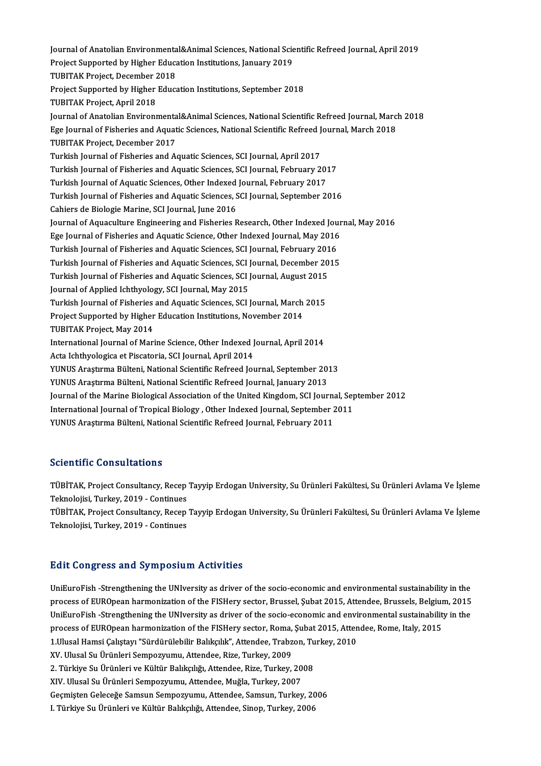Journal of Anatolian Environmental&Animal Sciences, National Scientific Refreed Journal, April 2019
Project Supported by Higher Education Institutions, January 2019
TUBITAK Project, December 2018
Project Supported by Higher Education Institutions, September 2018
TUBITAK Project, April 2018
Journal of Anatolian Environmental&Animal Sciences, National Scientific Refreed Journal, March 2018
Ege Journal of Fisheries and Aquatic Sciences, National Scientific Refreed Journal, March 2018
TUBITAK Project, December 2017
Turkish Journal of Fisheries and Aquatic Sciences, SCI Journal, April 2017
Turkish Journal of Fisheries and Aquatic Sciences, SCI Journal, February 2017
Turkish Journal of Aquatic Sciences, Other Indexed Journal, February 2017
Turkish Journal of Fisheries and Aquatic Sciences, SCI Journal, September 2016
Cahiers de Biologie Marine, SCI Journal, June 2016
Journal of Aquaculture Engineering and Fisheries Research, Other Indexed Journal, May 2016
Ege Journal of Fisheries and Aquatic Science, Other Indexed Journal, May 2016
Turkish Journal of Fisheries and Aquatic Sciences, SCI Journal, February 2016
Turkish Journal of Fisheries and Aquatic Sciences, SCI Journal, December 2015
Turkish Journal of Fisheries and Aquatic Sciences, SCI Journal, August 2015
Journal of Applied Ichthyology, SCI Journal, May 2015
Turkish Journal of Fisheries and Aquatic Sciences, SCI Journal, March 2015
Project Supported by Higher Education Institutions, November 2014
TUBITAK Project, May 2014
International Journal of Marine Science, Other Indexed Journal, April 2014
Acta Ichthyologica et Piscatoria, SCI Journal, April 2014
YUNUS Araştırma Bülteni, National Scientific Refreed Journal, September 2013
YUNUS Araştırma Bülteni, National Scientific Refreed Journal, January 2013
Journal of the Marine Biological Association of the United Kingdom, SCI Journal, September 2012
International Journal of Tropical Biology , Other Indexed Journal, September 2011
YUNUS Araştırma Bülteni, National Scientific Refreed Journal, February 2011

## Scientific Consultations

TÜBİTAK, Project Consultancy, Recep Tayyip Erdogan University, Su Ürünleri Fakültesi, Su Ürünleri Avlama Ve İşleme Teknolojisi, Turkey, 2019 - Continues
TÜBİTAK, Project Consultancy, Recep Tayyip Erdogan University, Su Ürünleri Fakültesi, Su Ürünleri Avlama Ve İşleme Teknolojisi, Turkey, 2019 - Continues

## Edit Congress and Symposium Activities

UniEuroFish -Strengthening the UNIversity as driver of the socio-economic and environmental sustainability in the process of EUROpean harmonization of the FISHery sector, Brussel, Şubat 2015, Attendee, Brussels, Belgium, 2015
UniEuroFish -Strengthening the UNIversity as driver of the socio-economic and environmental sustainability in the process of EUROpean harmonization of the FISHery sector, Roma, Şubat 2015, Attendee, Rome, Italy, 2015
1.Ulusal Hamsi Çalıştayı "Sürdürülebilir Balıkçılık", Attendee, Trabzon, Turkey, 2010
XV. Ulusal Su Ürünleri Sempozyumu, Attendee, Rize, Turkey, 2009
2. Türkiye Su Ürünleri ve Kültür Balıkçılığı, Attendee, Rize, Turkey, 2008
XIV. Ulusal Su Ürünleri Sempozyumu, Attendee, Muğla, Turkey, 2007
Geçmişten Geleceğe Samsun Sempozyumu, Attendee, Samsun, Turkey, 2006
I. Türkiye Su Ürünleri ve Kültür Balıkçılığı, Attendee, Sinop, Turkey, 2006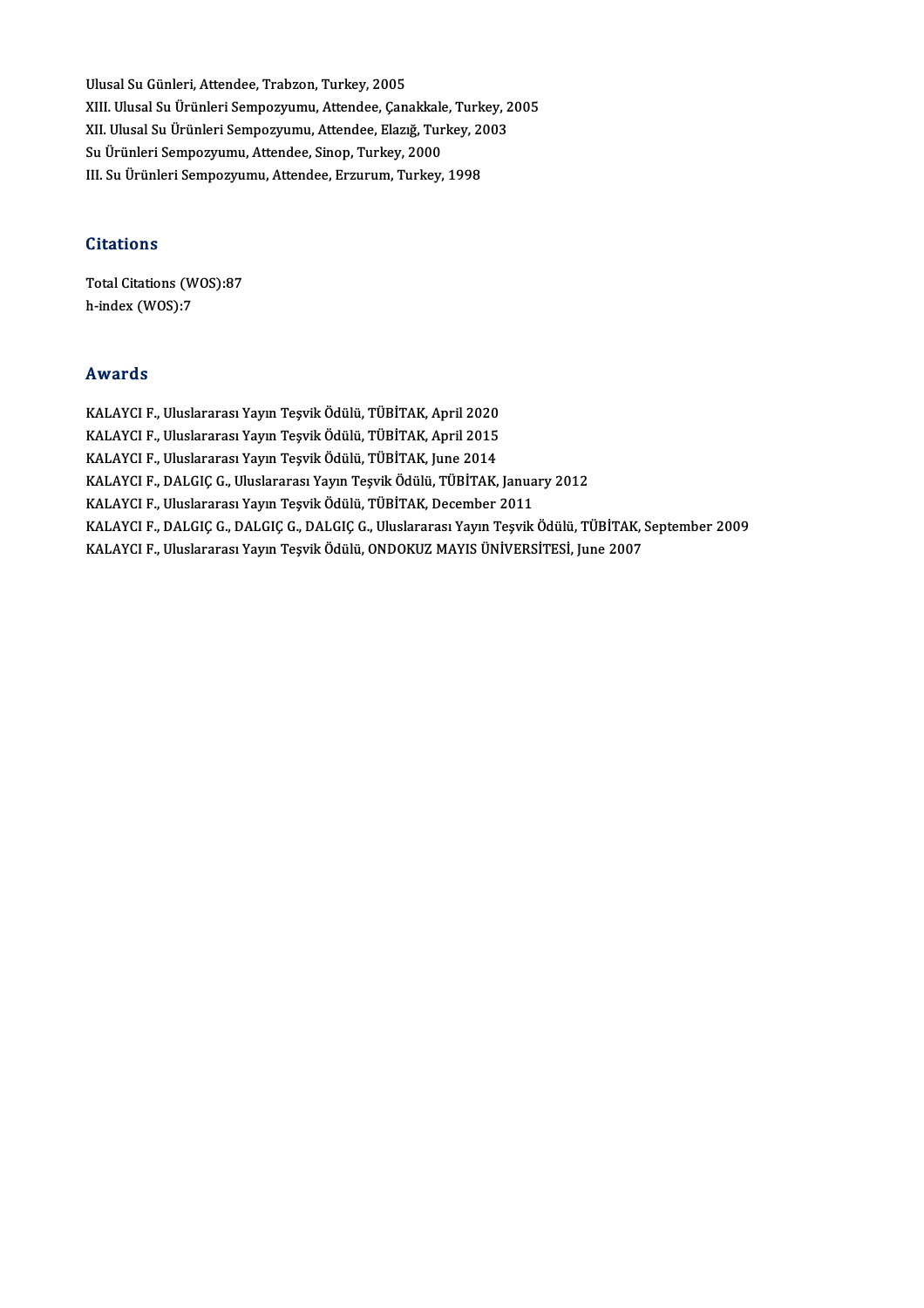Ulusal Su Günleri, Attendee, Trabzon, Turkey, 2005
XIII. Ulusal Su Ürünleri Sempozyumu, Attendee, Çanakkale, Turkey, 2005
XII. Ulusal Su Ürünleri Sempozyumu, Attendee, Elazığ, Turkey, 2003
Su Ürünleri Sempozyumu, Attendee, Sinop, Turkey, 2000
III. Su Ürünleri Sempozyumu, Attendee, Erzurum, Turkey, 1998

## Citations

Total Citations (WOS):87
h-index (WOS):7

## Awards

KALAYCI F., Uluslararası Yayın Teşvik Ödülü, TÜBİTAK, April 2020
KALAYCI F., Uluslararası Yayın Teşvik Ödülü, TÜBİTAK, April 2015
KALAYCI F., Uluslararası Yayın Teşvik Ödülü, TÜBİTAK, June 2014
KALAYCI F., DALGIÇ G., Uluslararası Yayın Teşvik Ödülü, TÜBİTAK, January 2012
KALAYCI F., Uluslararası Yayın Teşvik Ödülü, TÜBİTAK, December 2011
KALAYCI F., DALGIÇ G., DALGIÇ G., DALGIÇ G., Uluslararası Yayın Teşvik Ödülü, TÜBİTAK, September 2009
KALAYCI F., Uluslararası Yayın Teşvik Ödülü, ONDOKUZ MAYIS ÜNİVERSİTESİ, June 2007